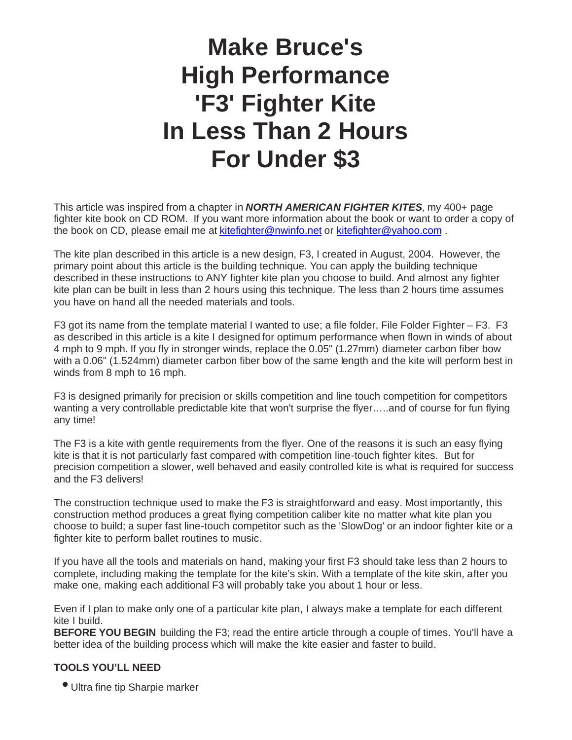# Make Bruce's High Performance 'F3' Fighter Kite In Less Than 2 Hours For Under $3

This article was inspired from a chapter in ***NORTH AMERICAN FIGHTER KITES***, my 400+ page fighter kite book on CD ROM. If you want more information about the book or want to order a copy of the book on CD, please email me at kitefighter@nwinfo.net or kitefighter@yahoo.com .

The kite plan described in this article is a new design, F3, I created in August, 2004. However, the primary point about this article is the building technique. You can apply the building technique described in these instructions to ANY fighter kite plan you choose to build. And almost any fighter kite plan can be built in less than 2 hours using this technique. The less than 2 hours time assumes you have on hand all the needed materials and tools.

F3 got its name from the template material I wanted to use; a file folder, File Folder Fighter – F3. F3 as described in this article is a kite I designed for optimum performance when flown in winds of about 4 mph to 9 mph. If you fly in stronger winds, replace the 0.05" (1.27mm) diameter carbon fiber bow with a 0.06" (1.524mm) diameter carbon fiber bow of the same length and the kite will perform best in winds from 8 mph to 16 mph.

F3 is designed primarily for precision or skills competition and line touch competition for competitors wanting a very controllable predictable kite that won't surprise the flyer…..and of course for fun flying any time!

The F3 is a kite with gentle requirements from the flyer. One of the reasons it is such an easy flying kite is that it is not particularly fast compared with competition line-touch fighter kites. But for precision competition a slower, well behaved and easily controlled kite is what is required for success and the F3 delivers!

The construction technique used to make the F3 is straightforward and easy. Most importantly, this construction method produces a great flying competition caliber kite no matter what kite plan you choose to build; a super fast line-touch competitor such as the 'SlowDog' or an indoor fighter kite or a fighter kite to perform ballet routines to music.

If you have all the tools and materials on hand, making your first F3 should take less than 2 hours to complete, including making the template for the kite's skin. With a template of the kite skin, after you make one, making each additional F3 will probably take you about 1 hour or less.

Even if I plan to make only one of a particular kite plan, I always make a template for each different kite I build.

**BEFORE YOU BEGIN** building the F3; read the entire article through a couple of times. You'll have a better idea of the building process which will make the kite easier and faster to build.

### TOOLS YOU'LL NEED

- Ultra fine tip Sharpie marker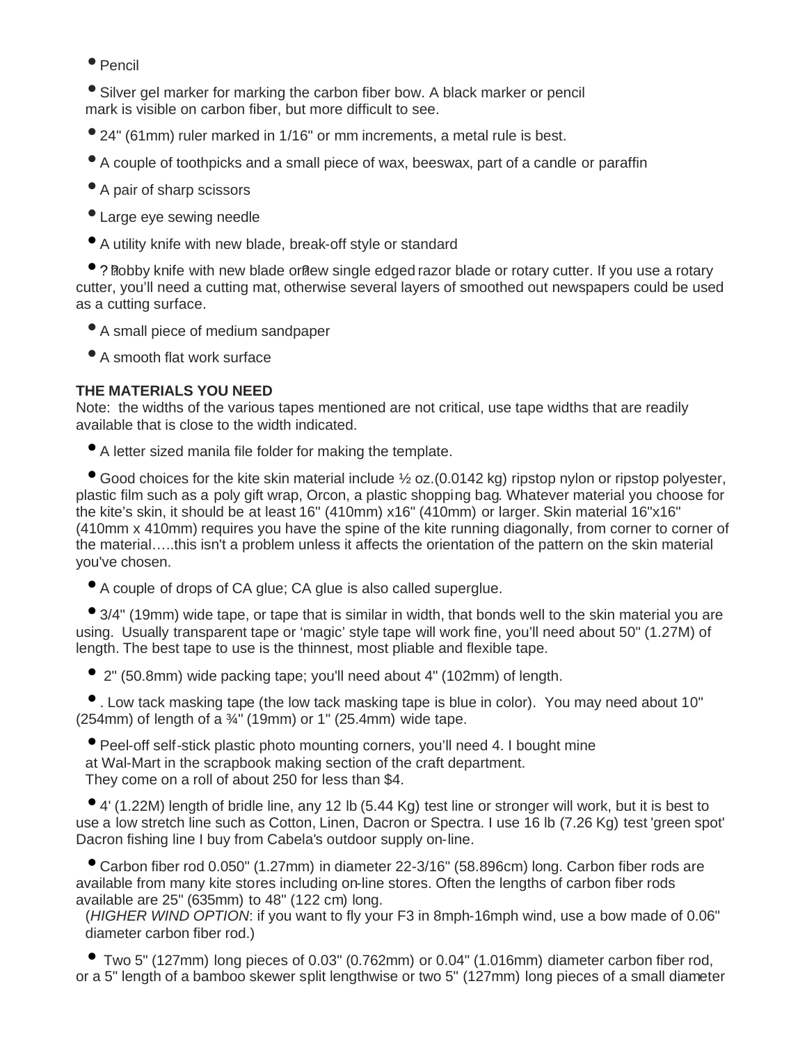- Pencil
- Silver gel marker for marking the carbon fiber bow. A black marker or pencil mark is visible on carbon fiber, but more difficult to see.
- 24" (61mm) ruler marked in 1/16" or mm increments, a metal rule is best.
- A couple of toothpicks and a small piece of wax, beeswax, part of a candle or paraffin
- A pair of sharp scissors
- Large eye sewing needle
- A utility knife with new blade, break-off style or standard
- ? hobby knife with new blade or new single edged razor blade or rotary cutter. If you use a rotary cutter, you'll need a cutting mat, otherwise several layers of smoothed out newspapers could be used as a cutting surface.
- A small piece of medium sandpaper
- A smooth flat work surface

**THE MATERIALS YOU NEED**

Note: the widths of the various tapes mentioned are not critical, use tape widths that are readily available that is close to the width indicated.

- A letter sized manila file folder for making the template.
- Good choices for the kite skin material include ½ oz.(0.0142 kg) ripstop nylon or ripstop polyester, plastic film such as a poly gift wrap, Orcon, a plastic shopping bag. Whatever material you choose for the kite's skin, it should be at least 16" (410mm) x16" (410mm) or larger. Skin material 16"x16" (410mm x 410mm) requires you have the spine of the kite running diagonally, from corner to corner of the material…..this isn't a problem unless it affects the orientation of the pattern on the skin material you've chosen.
- A couple of drops of CA glue; CA glue is also called superglue.
- 3/4" (19mm) wide tape, or tape that is similar in width, that bonds well to the skin material you are using. Usually transparent tape or 'magic' style tape will work fine, you'll need about 50" (1.27M) of length. The best tape to use is the thinnest, most pliable and flexible tape.
- 2" (50.8mm) wide packing tape; you'll need about 4" (102mm) of length.
- . Low tack masking tape (the low tack masking tape is blue in color). You may need about 10" (254mm) of length of a ¾" (19mm) or 1" (25.4mm) wide tape.
- Peel-off self-stick plastic photo mounting corners, you'll need 4. I bought mine at Wal-Mart in the scrapbook making section of the craft department. They come on a roll of about 250 for less than $4.
- 4' (1.22M) length of bridle line, any 12 lb (5.44 Kg) test line or stronger will work, but it is best to use a low stretch line such as Cotton, Linen, Dacron or Spectra. I use 16 lb (7.26 Kg) test 'green spot' Dacron fishing line I buy from Cabela's outdoor supply on-line.
- Carbon fiber rod 0.050" (1.27mm) in diameter 22-3/16" (58.896cm) long. Carbon fiber rods are available from many kite stores including on-line stores. Often the lengths of carbon fiber rods available are 25" (635mm) to 48" (122 cm) long.
  (*HIGHER WIND OPTION*: if you want to fly your F3 in 8mph-16mph wind, use a bow made of 0.06" diameter carbon fiber rod.)
- Two 5" (127mm) long pieces of 0.03" (0.762mm) or 0.04" (1.016mm) diameter carbon fiber rod, or a 5" length of a bamboo skewer split lengthwise or two 5" (127mm) long pieces of a small diameter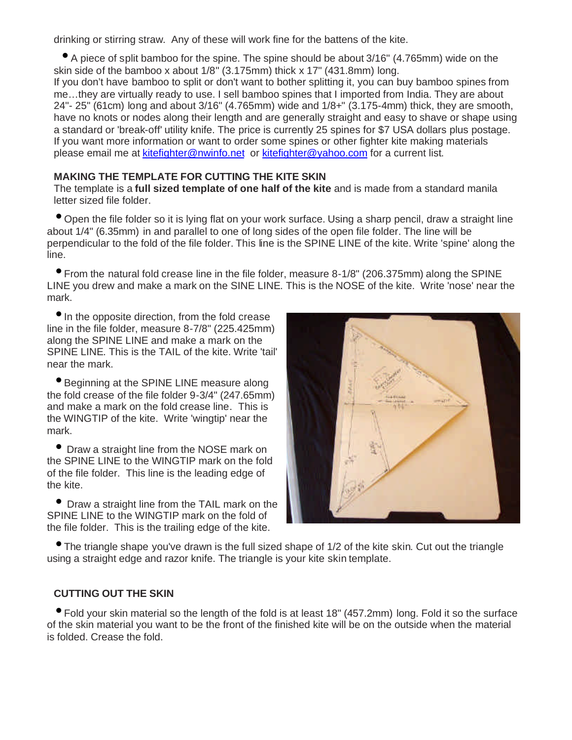drinking or stirring straw. Any of these will work fine for the battens of the kite.

- A piece of split bamboo for the spine. The spine should be about 3/16" (4.765mm) wide on the skin side of the bamboo x about 1/8" (3.175mm) thick x 17" (431.8mm) long.
  If you don't have bamboo to split or don't want to bother splitting it, you can buy bamboo spines from me…they are virtually ready to use. I sell bamboo spines that I imported from India. They are about 24"- 25" (61cm) long and about 3/16" (4.765mm) wide and 1/8+" (3.175-4mm) thick, they are smooth, have no knots or nodes along their length and are generally straight and easy to shave or shape using a standard or 'break-off' utility knife. The price is currently 25 spines for $7 USA dollars plus postage. If you want more information or want to order some spines or other fighter kite making materials please email me at kitefighter@nwinfo.net or kitefighter@yahoo.com for a current list.

**MAKING THE TEMPLATE FOR CUTTING THE KITE SKIN**

The template is a **full sized template of one half of the kite** and is made from a standard manila letter sized file folder.

- Open the file folder so it is lying flat on your work surface. Using a sharp pencil, draw a straight line about 1/4" (6.35mm) in and parallel to one of long sides of the open file folder. The line will be perpendicular to the fold of the file folder. This line is the SPINE LINE of the kite. Write 'spine' along the line.
- From the natural fold crease line in the file folder, measure 8-1/8" (206.375mm) along the SPINE LINE you drew and make a mark on the SINE LINE. This is the NOSE of the kite. Write 'nose' near the mark.
- In the opposite direction, from the fold crease line in the file folder, measure 8-7/8" (225.425mm) along the SPINE LINE and make a mark on the SPINE LINE. This is the TAIL of the kite. Write 'tail' near the mark.
- Beginning at the SPINE LINE measure along the fold crease of the file folder 9-3/4" (247.65mm) and make a mark on the fold crease line. This is the WINGTIP of the kite. Write 'wingtip' near the mark.
- Draw a straight line from the NOSE mark on the SPINE LINE to the WINGTIP mark on the fold of the file folder. This line is the leading edge of the kite.
- Draw a straight line from the TAIL mark on the SPINE LINE to the WINGTIP mark on the fold of the file folder. This is the trailing edge of the kite.
- The triangle shape you've drawn is the full sized shape of 1/2 of the kite skin. Cut out the triangle using a straight edge and razor knife. The triangle is your kite skin template.

**CUTTING OUT THE SKIN**

- Fold your skin material so the length of the fold is at least 18" (457.2mm) long. Fold it so the surface of the skin material you want to be the front of the finished kite will be on the outside when the material is folded. Crease the fold.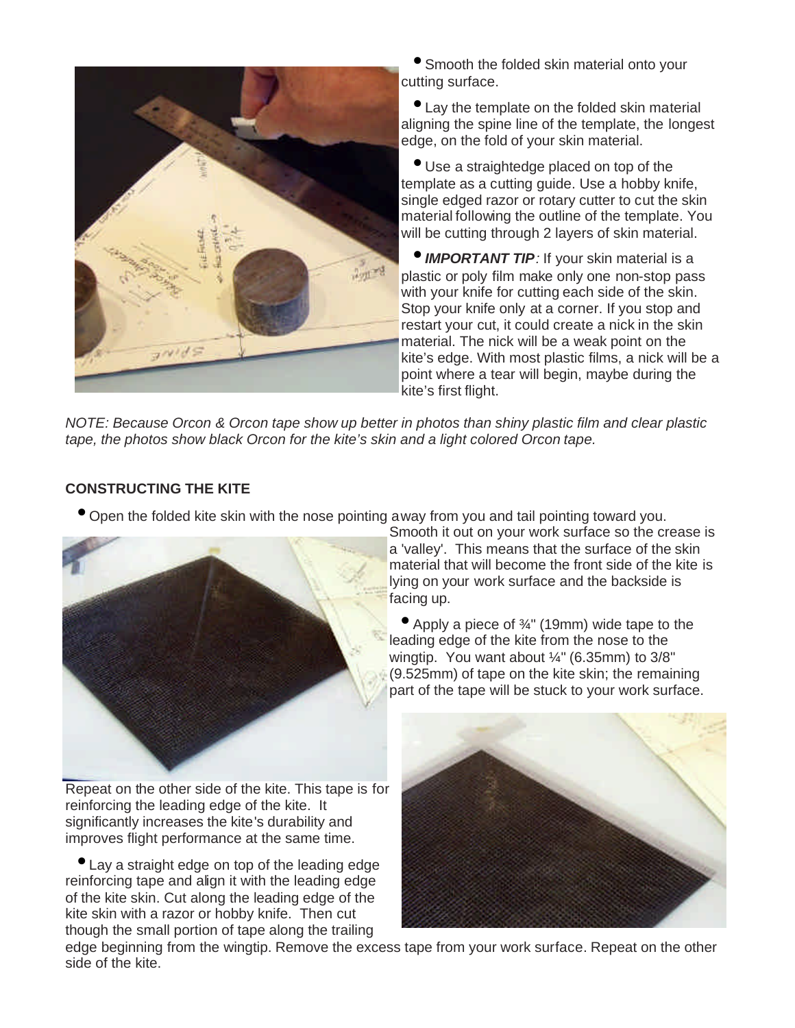- Smooth the folded skin material onto your cutting surface.
- Lay the template on the folded skin material aligning the spine line of the template, the longest edge, on the fold of your skin material.
- Use a straightedge placed on top of the template as a cutting guide. Use a hobby knife, single edged razor or rotary cutter to cut the skin material following the outline of the template. You will be cutting through 2 layers of skin material.
- ***IMPORTANT TIP****:* If your skin material is a plastic or poly film make only one non-stop pass with your knife for cutting each side of the skin. Stop your knife only at a corner. If you stop and restart your cut, it could create a nick in the skin material. The nick will be a weak point on the kite's edge. With most plastic films, a nick will be a point where a tear will begin, maybe during the kite's first flight.

*NOTE: Because Orcon & Orcon tape show up better in photos than shiny plastic film and clear plastic tape, the photos show black Orcon for the kite's skin and a light colored Orcon tape.*

**CONSTRUCTING THE KITE**

- Open the folded kite skin with the nose pointing away from you and tail pointing toward you. Smooth it out on your work surface so the crease is a 'valley'. This means that the surface of the skin material that will become the front side of the kite is lying on your work surface and the backside is facing up.
- Apply a piece of ¾" (19mm) wide tape to the leading edge of the kite from the nose to the wingtip. You want about ¼" (6.35mm) to 3/8" (9.525mm) of tape on the kite skin; the remaining part of the tape will be stuck to your work surface. Repeat on the other side of the kite. This tape is for reinforcing the leading edge of the kite. It significantly increases the kite's durability and improves flight performance at the same time.
- Lay a straight edge on top of the leading edge reinforcing tape and align it with the leading edge of the kite skin. Cut along the leading edge of the kite skin with a razor or hobby knife. Then cut though the small portion of tape along the trailing edge beginning from the wingtip. Remove the excess tape from your work surface. Repeat on the other side of the kite.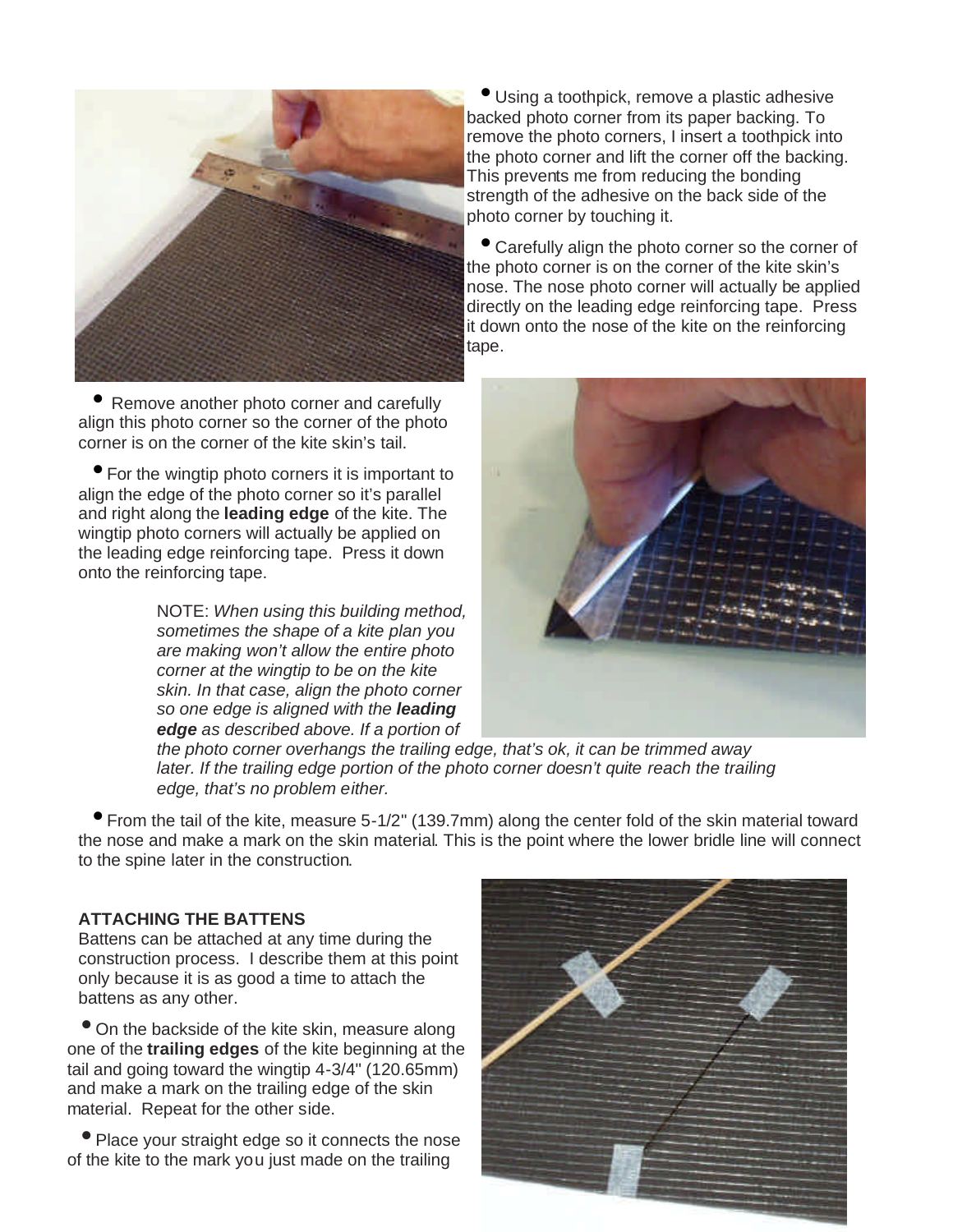- Using a toothpick, remove a plastic adhesive backed photo corner from its paper backing. To remove the photo corners, I insert a toothpick into the photo corner and lift the corner off the backing. This prevents me from reducing the bonding strength of the adhesive on the back side of the photo corner by touching it.

- Carefully align the photo corner so the corner of the photo corner is on the corner of the kite skin's nose. The nose photo corner will actually be applied directly on the leading edge reinforcing tape. Press it down onto the nose of the kite on the reinforcing tape.

- Remove another photo corner and carefully align this photo corner so the corner of the photo corner is on the corner of the kite skin's tail.

- For the wingtip photo corners it is important to align the edge of the photo corner so it's parallel and right along the **leading edge** of the kite. The wingtip photo corners will actually be applied on the leading edge reinforcing tape. Press it down onto the reinforcing tape.

> NOTE: *When using this building method, sometimes the shape of a kite plan you are making won't allow the entire photo corner at the wingtip to be on the kite skin. In that case, align the photo corner so one edge is aligned with the* ***leading edge*** *as described above. If a portion of the photo corner overhangs the trailing edge, that's ok, it can be trimmed away later. If the trailing edge portion of the photo corner doesn't quite reach the trailing edge, that's no problem either.*

- From the tail of the kite, measure 5-1/2" (139.7mm) along the center fold of the skin material toward the nose and make a mark on the skin material. This is the point where the lower bridle line will connect to the spine later in the construction.

**ATTACHING THE BATTENS**

Battens can be attached at any time during the construction process. I describe them at this point only because it is as good a time to attach the battens as any other.

- On the backside of the kite skin, measure along one of the **trailing edges** of the kite beginning at the tail and going toward the wingtip 4-3/4" (120.65mm) and make a mark on the trailing edge of the skin material. Repeat for the other side.

- Place your straight edge so it connects the nose of the kite to the mark you just made on the trailing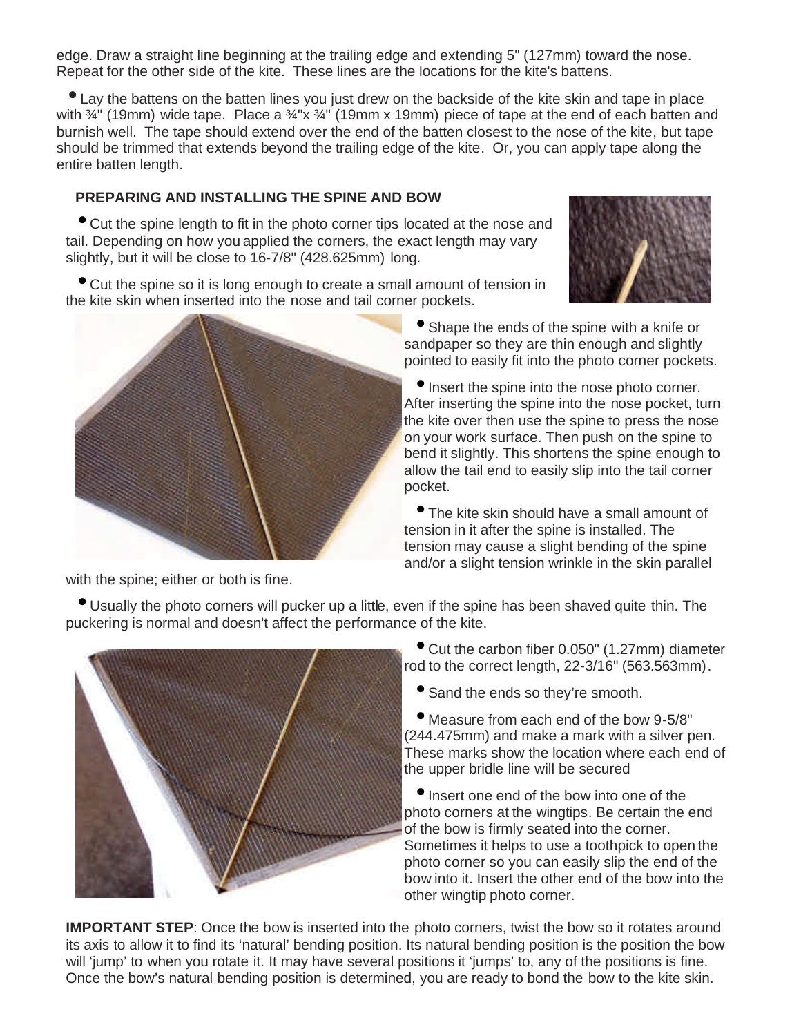edge. Draw a straight line beginning at the trailing edge and extending 5" (127mm) toward the nose. Repeat for the other side of the kite. These lines are the locations for the kite's battens.

- Lay the battens on the batten lines you just drew on the backside of the kite skin and tape in place with ¾" (19mm) wide tape. Place a ¾"x ¾" (19mm x 19mm) piece of tape at the end of each batten and burnish well. The tape should extend over the end of the batten closest to the nose of the kite, but tape should be trimmed that extends beyond the trailing edge of the kite. Or, you can apply tape along the entire batten length.

### PREPARING AND INSTALLING THE SPINE AND BOW

- Cut the spine length to fit in the photo corner tips located at the nose and tail. Depending on how you applied the corners, the exact length may vary slightly, but it will be close to 16-7/8" (428.625mm) long.
- Cut the spine so it is long enough to create a small amount of tension in the kite skin when inserted into the nose and tail corner pockets.
- Shape the ends of the spine with a knife or sandpaper so they are thin enough and slightly pointed to easily fit into the photo corner pockets.
- Insert the spine into the nose photo corner. After inserting the spine into the nose pocket, turn the kite over then use the spine to press the nose on your work surface. Then push on the spine to bend it slightly. This shortens the spine enough to allow the tail end to easily slip into the tail corner pocket.
- The kite skin should have a small amount of tension in it after the spine is installed. The tension may cause a slight bending of the spine and/or a slight tension wrinkle in the skin parallel with the spine; either or both is fine.
- Usually the photo corners will pucker up a little, even if the spine has been shaved quite thin. The puckering is normal and doesn't affect the performance of the kite.
- Cut the carbon fiber 0.050" (1.27mm) diameter rod to the correct length, 22-3/16" (563.563mm).
- Sand the ends so they're smooth.
- Measure from each end of the bow 9-5/8" (244.475mm) and make a mark with a silver pen. These marks show the location where each end of the upper bridle line will be secured
- Insert one end of the bow into one of the photo corners at the wingtips. Be certain the end of the bow is firmly seated into the corner. Sometimes it helps to use a toothpick to open the photo corner so you can easily slip the end of the bow into it. Insert the other end of the bow into the other wingtip photo corner.

**IMPORTANT STEP**: Once the bow is inserted into the photo corners, twist the bow so it rotates around its axis to allow it to find its 'natural' bending position. Its natural bending position is the position the bow will 'jump' to when you rotate it. It may have several positions it 'jumps' to, any of the positions is fine. Once the bow's natural bending position is determined, you are ready to bond the bow to the kite skin.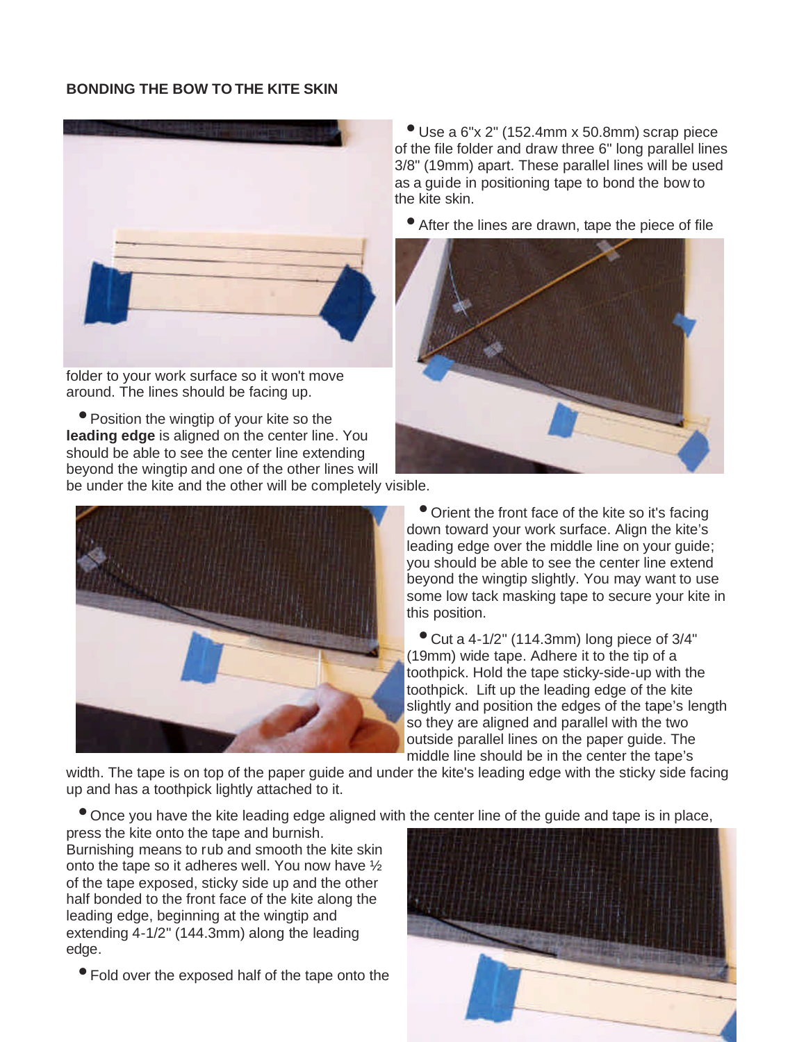**BONDING THE BOW TO THE KITE SKIN**

- Use a 6"x 2" (152.4mm x 50.8mm) scrap piece of the file folder and draw three 6" long parallel lines 3/8" (19mm) apart. These parallel lines will be used as a guide in positioning tape to bond the bow to the kite skin.

- After the lines are drawn, tape the piece of file folder to your work surface so it won't move around. The lines should be facing up.

- Position the wingtip of your kite so the **leading edge** is aligned on the center line. You should be able to see the center line extending beyond the wingtip and one of the other lines will be under the kite and the other will be completely visible.

- Orient the front face of the kite so it's facing down toward your work surface. Align the kite's leading edge over the middle line on your guide; you should be able to see the center line extend beyond the wingtip slightly. You may want to use some low tack masking tape to secure your kite in this position.

- Cut a 4-1/2" (114.3mm) long piece of 3/4" (19mm) wide tape. Adhere it to the tip of a toothpick. Hold the tape sticky-side-up with the toothpick. Lift up the leading edge of the kite slightly and position the edges of the tape's length so they are aligned and parallel with the two outside parallel lines on the paper guide. The middle line should be in the center the tape's width. The tape is on top of the paper guide and under the kite's leading edge with the sticky side facing up and has a toothpick lightly attached to it.

- Once you have the kite leading edge aligned with the center line of the guide and tape is in place, press the kite onto the tape and burnish. Burnishing means to rub and smooth the kite skin onto the tape so it adheres well. You now have ½ of the tape exposed, sticky side up and the other half bonded to the front face of the kite along the leading edge, beginning at the wingtip and extending 4-1/2" (144.3mm) along the leading edge.

- Fold over the exposed half of the tape onto the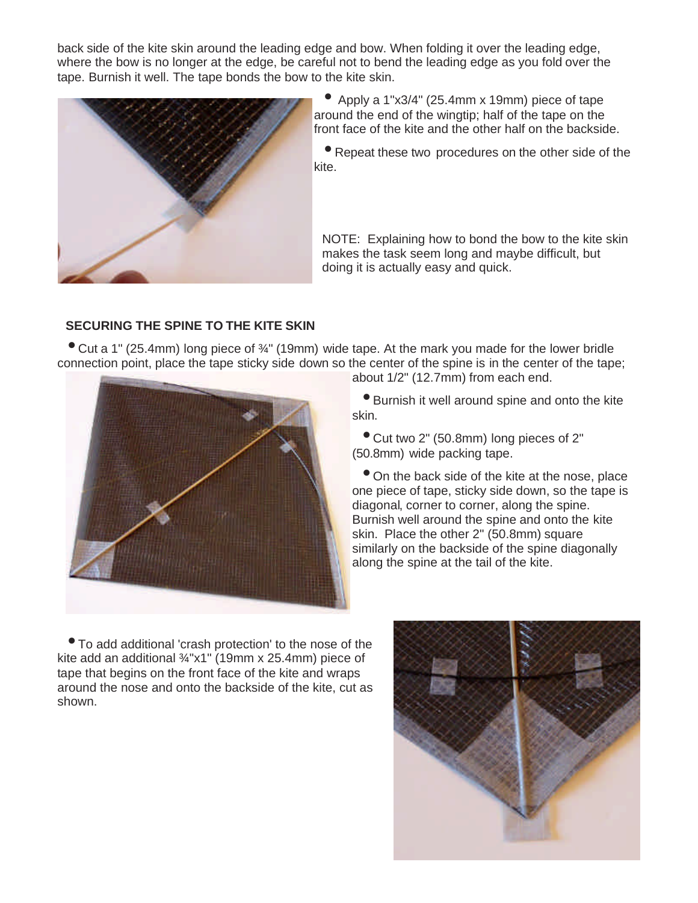back side of the kite skin around the leading edge and bow. When folding it over the leading edge, where the bow is no longer at the edge, be careful not to bend the leading edge as you fold over the tape. Burnish it well. The tape bonds the bow to the kite skin.

- Apply a 1"x3/4" (25.4mm x 19mm) piece of tape around the end of the wingtip; half of the tape on the front face of the kite and the other half on the backside.
- Repeat these two procedures on the other side of the kite.

NOTE: Explaining how to bond the bow to the kite skin makes the task seem long and maybe difficult, but doing it is actually easy and quick.

**SECURING THE SPINE TO THE KITE SKIN**

- Cut a 1" (25.4mm) long piece of ¾" (19mm) wide tape. At the mark you made for the lower bridle connection point, place the tape sticky side down so the center of the spine is in the center of the tape; about 1/2" (12.7mm) from each end.
- Burnish it well around spine and onto the kite skin.
- Cut two 2" (50.8mm) long pieces of 2" (50.8mm) wide packing tape.
- On the back side of the kite at the nose, place one piece of tape, sticky side down, so the tape is diagonal, corner to corner, along the spine. Burnish well around the spine and onto the kite skin. Place the other 2" (50.8mm) square similarly on the backside of the spine diagonally along the spine at the tail of the kite.
- To add additional 'crash protection' to the nose of the kite add an additional ¾"x1" (19mm x 25.4mm) piece of tape that begins on the front face of the kite and wraps around the nose and onto the backside of the kite, cut as shown.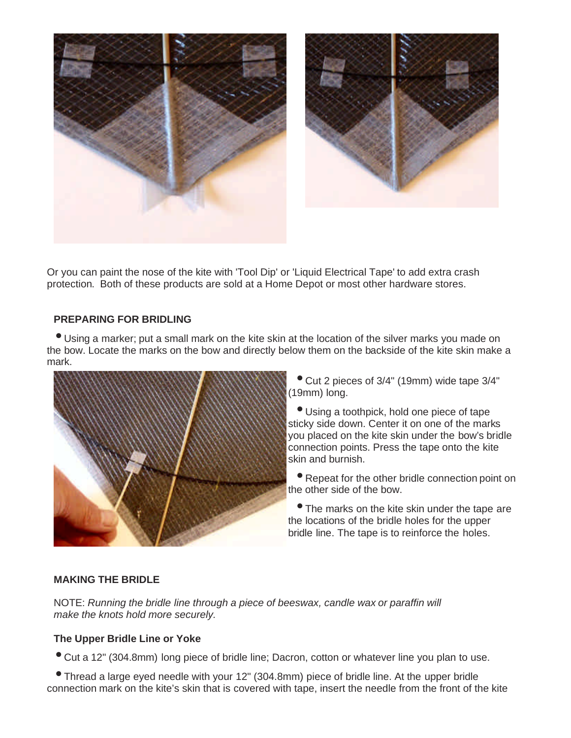Or you can paint the nose of the kite with 'Tool Dip' or 'Liquid Electrical Tape' to add extra crash protection. Both of these products are sold at a Home Depot or most other hardware stores.

**PREPARING FOR BRIDLING**

- Using a marker; put a small mark on the kite skin at the location of the silver marks you made on the bow. Locate the marks on the bow and directly below them on the backside of the kite skin make a mark.

- Cut 2 pieces of 3/4" (19mm) wide tape 3/4" (19mm) long.
- Using a toothpick, hold one piece of tape sticky side down. Center it on one of the marks you placed on the kite skin under the bow's bridle connection points. Press the tape onto the kite skin and burnish.
- Repeat for the other bridle connection point on the other side of the bow.
- The marks on the kite skin under the tape are the locations of the bridle holes for the upper bridle line. The tape is to reinforce the holes.

**MAKING THE BRIDLE**

NOTE: *Running the bridle line through a piece of beeswax, candle wax or paraffin will make the knots hold more securely.*

**The Upper Bridle Line or Yoke**

- Cut a 12" (304.8mm) long piece of bridle line; Dacron, cotton or whatever line you plan to use.
- Thread a large eyed needle with your 12" (304.8mm) piece of bridle line. At the upper bridle connection mark on the kite's skin that is covered with tape, insert the needle from the front of the kite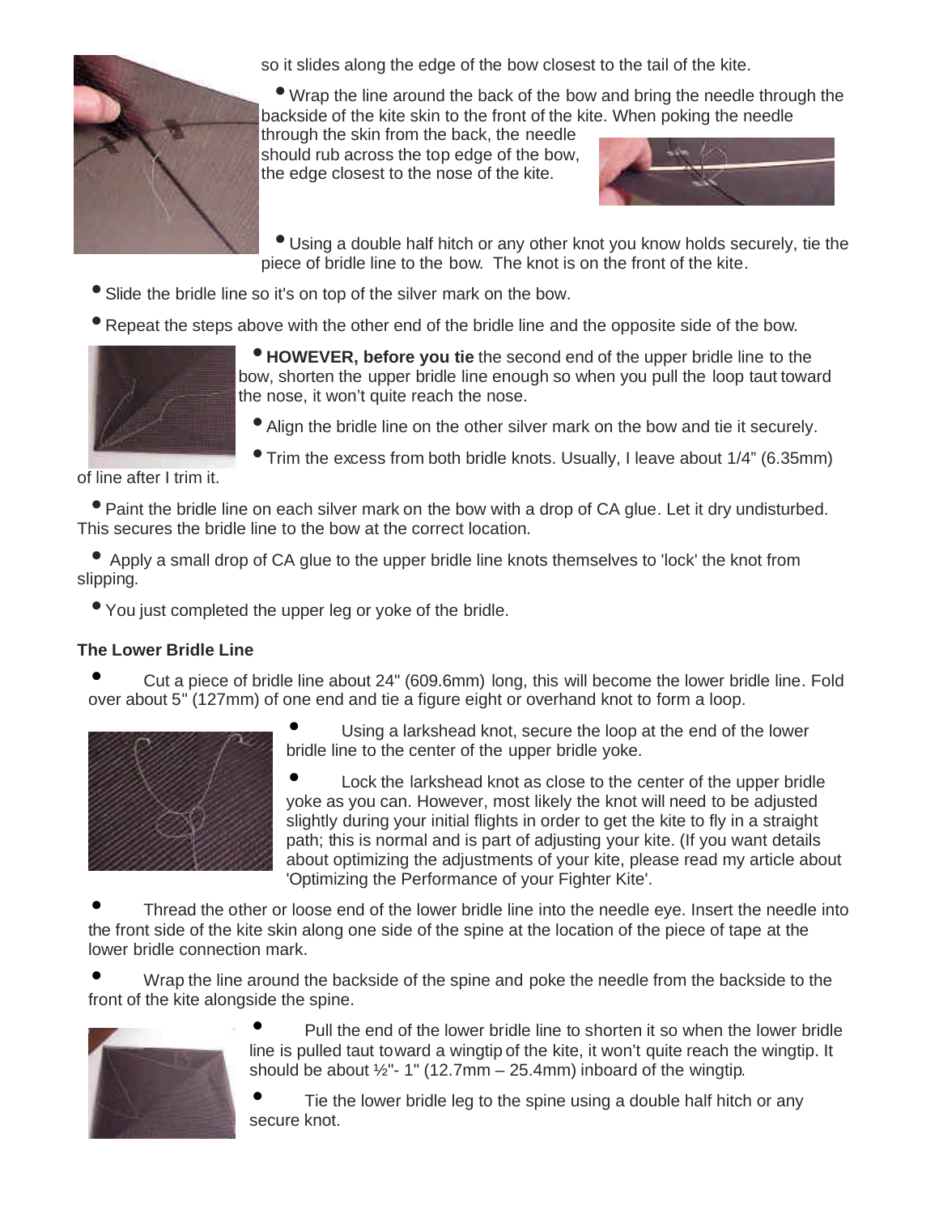so it slides along the edge of the bow closest to the tail of the kite.

- Wrap the line around the back of the bow and bring the needle through the backside of the kite skin to the front of the kite. When poking the needle through the skin from the back, the needle should rub across the top edge of the bow, the edge closest to the nose of the kite.
- Using a double half hitch or any other knot you know holds securely, tie the piece of bridle line to the bow. The knot is on the front of the kite.
- Slide the bridle line so it's on top of the silver mark on the bow.
- Repeat the steps above with the other end of the bridle line and the opposite side of the bow.
- **HOWEVER, before you tie** the second end of the upper bridle line to the bow, shorten the upper bridle line enough so when you pull the loop taut toward the nose, it won't quite reach the nose.
- Align the bridle line on the other silver mark on the bow and tie it securely.
- Trim the excess from both bridle knots. Usually, I leave about 1/4" (6.35mm) of line after I trim it.
- Paint the bridle line on each silver mark on the bow with a drop of CA glue. Let it dry undisturbed. This secures the bridle line to the bow at the correct location.
- Apply a small drop of CA glue to the upper bridle line knots themselves to 'lock' the knot from slipping.
- You just completed the upper leg or yoke of the bridle.

**The Lower Bridle Line**

- Cut a piece of bridle line about 24" (609.6mm) long, this will become the lower bridle line. Fold over about 5" (127mm) of one end and tie a figure eight or overhand knot to form a loop.
- Using a larkshead knot, secure the loop at the end of the lower bridle line to the center of the upper bridle yoke.
- Lock the larkshead knot as close to the center of the upper bridle yoke as you can. However, most likely the knot will need to be adjusted slightly during your initial flights in order to get the kite to fly in a straight path; this is normal and is part of adjusting your kite. (If you want details about optimizing the adjustments of your kite, please read my article about 'Optimizing the Performance of your Fighter Kite'.
- Thread the other or loose end of the lower bridle line into the needle eye. Insert the needle into the front side of the kite skin along one side of the spine at the location of the piece of tape at the lower bridle connection mark.
- Wrap the line around the backside of the spine and poke the needle from the backside to the front of the kite alongside the spine.
- Pull the end of the lower bridle line to shorten it so when the lower bridle line is pulled taut toward a wingtip of the kite, it won't quite reach the wingtip. It should be about ½"- 1" (12.7mm – 25.4mm) inboard of the wingtip.
- Tie the lower bridle leg to the spine using a double half hitch or any secure knot.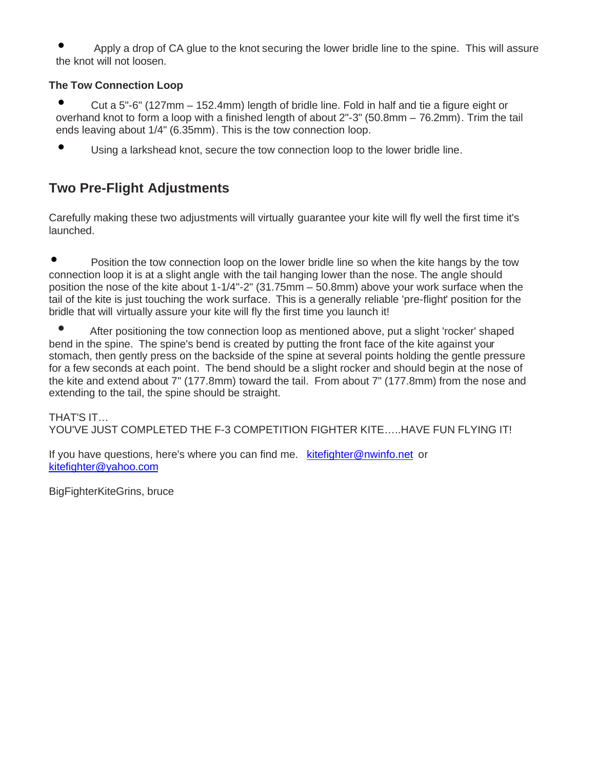- Apply a drop of CA glue to the knot securing the lower bridle line to the spine. This will assure the knot will not loosen.

**The Tow Connection Loop**

- Cut a 5"-6" (127mm – 152.4mm) length of bridle line. Fold in half and tie a figure eight or overhand knot to form a loop with a finished length of about 2"-3" (50.8mm – 76.2mm). Trim the tail ends leaving about 1/4" (6.35mm). This is the tow connection loop.
- Using a larkshead knot, secure the tow connection loop to the lower bridle line.

## Two Pre-Flight Adjustments

Carefully making these two adjustments will virtually guarantee your kite will fly well the first time it's launched.

- Position the tow connection loop on the lower bridle line so when the kite hangs by the tow connection loop it is at a slight angle with the tail hanging lower than the nose. The angle should position the nose of the kite about 1-1/4"-2" (31.75mm – 50.8mm) above your work surface when the tail of the kite is just touching the work surface. This is a generally reliable 'pre-flight' position for the bridle that will virtually assure your kite will fly the first time you launch it!
- After positioning the tow connection loop as mentioned above, put a slight 'rocker' shaped bend in the spine. The spine's bend is created by putting the front face of the kite against your stomach, then gently press on the backside of the spine at several points holding the gentle pressure for a few seconds at each point. The bend should be a slight rocker and should begin at the nose of the kite and extend about 7" (177.8mm) toward the tail. From about 7" (177.8mm) from the nose and extending to the tail, the spine should be straight.

THAT'S IT…
YOU'VE JUST COMPLETED THE F-3 COMPETITION FIGHTER KITE…..HAVE FUN FLYING IT!

If you have questions, here's where you can find me. kitefighter@nwinfo.net or kitefighter@yahoo.com

BigFighterKiteGrins, bruce